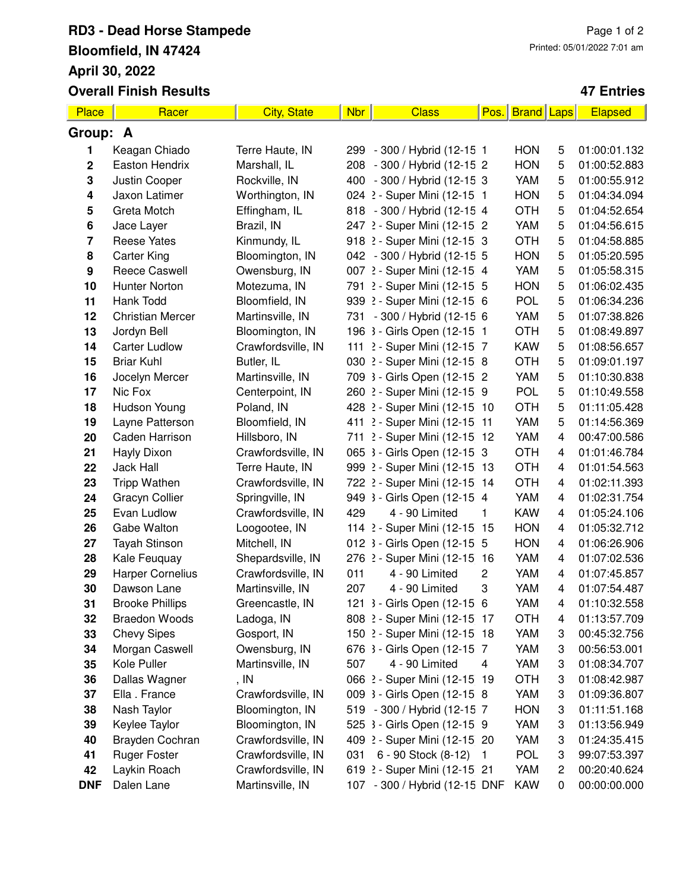# RD3 - Dead Horse Stampede

**Bloomfield, IN 47424**

**April 30, 2022**

**Overall Finish Results**

Printed: 05/01/2022 7:01 am

**47 Entries**

| Place | Racer | City, State | Nbr | Class | Pos. | Brand | Laps | Elapsed |
|---|---|---|---|---|---|---|---|---|
| **Group: A** | | | | | | | | |
| 1 | Keagan Chiado | Terre Haute, IN | 299 | - 300 / Hybrid (12-15 | 1 | HON | 5 | 01:00:01.132 |
| 2 | Easton Hendrix | Marshall, IL | 208 | - 300 / Hybrid (12-15 | 2 | HON | 5 | 01:00:52.883 |
| 3 | Justin Cooper | Rockville, IN | 400 | - 300 / Hybrid (12-15 | 3 | YAM | 5 | 01:00:55.912 |
| 4 | Jaxon Latimer | Worthington, IN | 024 | ? - Super Mini (12-15 | 1 | HON | 5 | 01:04:34.094 |
| 5 | Greta Motch | Effingham, IL | 818 | - 300 / Hybrid (12-15 | 4 | OTH | 5 | 01:04:52.654 |
| 6 | Jace Layer | Brazil, IN | 247 | ? - Super Mini (12-15 | 2 | YAM | 5 | 01:04:56.615 |
| 7 | Reese Yates | Kinmundy, IL | 918 | ? - Super Mini (12-15 | 3 | OTH | 5 | 01:04:58.885 |
| 8 | Carter King | Bloomington, IN | 042 | - 300 / Hybrid (12-15 | 5 | HON | 5 | 01:05:20.595 |
| 9 | Reece Caswell | Owensburg, IN | 007 | ? - Super Mini (12-15 | 4 | YAM | 5 | 01:05:58.315 |
| 10 | Hunter Norton | Motezuma, IN | 791 | ? - Super Mini (12-15 | 5 | HON | 5 | 01:06:02.435 |
| 11 | Hank Todd | Bloomfield, IN | 939 | ? - Super Mini (12-15 | 6 | POL | 5 | 01:06:34.236 |
| 12 | Christian Mercer | Martinsville, IN | 731 | - 300 / Hybrid (12-15 | 6 | YAM | 5 | 01:07:38.826 |
| 13 | Jordyn Bell | Bloomington, IN | 196 | ? - Girls Open (12-15 | 1 | OTH | 5 | 01:08:49.897 |
| 14 | Carter Ludlow | Crawfordsville, IN | 111 | ? - Super Mini (12-15 | 7 | KAW | 5 | 01:08:56.657 |
| 15 | Briar Kuhl | Butler, IL | 030 | ? - Super Mini (12-15 | 8 | OTH | 5 | 01:09:01.197 |
| 16 | Jocelyn Mercer | Martinsville, IN | 709 | ? - Girls Open (12-15 | 2 | YAM | 5 | 01:10:30.838 |
| 17 | Nic Fox | Centerpoint, IN | 260 | ? - Super Mini (12-15 | 9 | POL | 5 | 01:10:49.558 |
| 18 | Hudson Young | Poland, IN | 428 | ? - Super Mini (12-15 | 10 | OTH | 5 | 01:11:05.428 |
| 19 | Layne Patterson | Bloomfield, IN | 411 | ? - Super Mini (12-15 | 11 | YAM | 5 | 01:14:56.369 |
| 20 | Caden Harrison | Hillsboro, IN | 711 | ? - Super Mini (12-15 | 12 | YAM | 4 | 00:47:00.586 |
| 21 | Hayly Dixon | Crawfordsville, IN | 065 | ? - Girls Open (12-15 | 3 | OTH | 4 | 01:01:46.784 |
| 22 | Jack Hall | Terre Haute, IN | 999 | ? - Super Mini (12-15 | 13 | OTH | 4 | 01:01:54.563 |
| 23 | Tripp Wathen | Crawfordsville, IN | 722 | ? - Super Mini (12-15 | 14 | OTH | 4 | 01:02:11.393 |
| 24 | Gracyn Collier | Springville, IN | 949 | ? - Girls Open (12-15 | 4 | YAM | 4 | 01:02:31.754 |
| 25 | Evan Ludlow | Crawfordsville, IN | 429 | 4 - 90 Limited | 1 | KAW | 4 | 01:05:24.106 |
| 26 | Gabe Walton | Loogootee, IN | 114 | ? - Super Mini (12-15 | 15 | HON | 4 | 01:05:32.712 |
| 27 | Tayah Stinson | Mitchell, IN | 012 | ? - Girls Open (12-15 | 5 | HON | 4 | 01:06:26.906 |
| 28 | Kale Feuquay | Shepardsville, IN | 276 | ? - Super Mini (12-15 | 16 | YAM | 4 | 01:07:02.536 |
| 29 | Harper Cornelius | Crawfordsville, IN | 011 | 4 - 90 Limited | 2 | YAM | 4 | 01:07:45.857 |
| 30 | Dawson Lane | Martinsville, IN | 207 | 4 - 90 Limited | 3 | YAM | 4 | 01:07:54.487 |
| 31 | Brooke Phillips | Greencastle, IN | 121 | ? - Girls Open (12-15 | 6 | YAM | 4 | 01:10:32.558 |
| 32 | Braedon Woods | Ladoga, IN | 808 | ? - Super Mini (12-15 | 17 | OTH | 4 | 01:13:57.709 |
| 33 | Chevy Sipes | Gosport, IN | 150 | ? - Super Mini (12-15 | 18 | YAM | 3 | 00:45:32.756 |
| 34 | Morgan Caswell | Owensburg, IN | 676 | ? - Girls Open (12-15 | 7 | YAM | 3 | 00:56:53.001 |
| 35 | Kole Puller | Martinsville, IN | 507 | 4 - 90 Limited | 4 | YAM | 3 | 01:08:34.707 |
| 36 | Dallas Wagner | , IN | 066 | ? - Super Mini (12-15 | 19 | OTH | 3 | 01:08:42.987 |
| 37 | Ella . France | Crawfordsville, IN | 009 | ? - Girls Open (12-15 | 8 | YAM | 3 | 01:09:36.807 |
| 38 | Nash Taylor | Bloomington, IN | 519 | - 300 / Hybrid (12-15 | 7 | HON | 3 | 01:11:51.168 |
| 39 | Keylee Taylor | Bloomington, IN | 525 | ? - Girls Open (12-15 | 9 | YAM | 3 | 01:13:56.949 |
| 40 | Brayden Cochran | Crawfordsville, IN | 409 | ? - Super Mini (12-15 | 20 | YAM | 3 | 01:24:35.415 |
| 41 | Ruger Foster | Crawfordsville, IN | 031 | 6 - 90 Stock (8-12) | 1 | POL | 3 | 99:07:53.397 |
| 42 | Laykin Roach | Crawfordsville, IN | 619 | ? - Super Mini (12-15 | 21 | YAM | 2 | 00:20:40.624 |
| DNF | Dalen Lane | Martinsville, IN | 107 | - 300 / Hybrid (12-15 | DNF | KAW | 0 | 00:00:00.000 |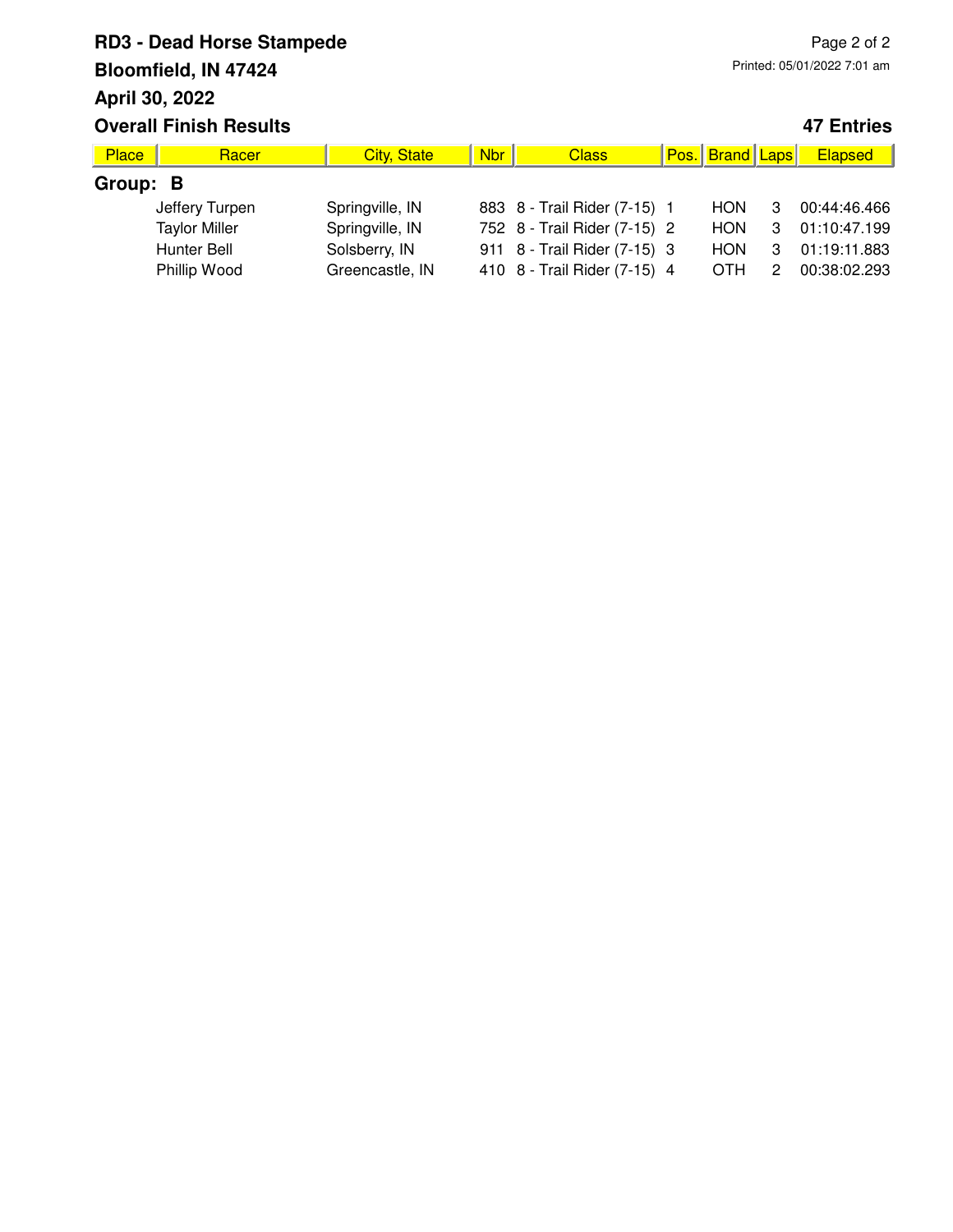# RD3 - Dead Horse Stampede

**Bloomfield, IN 47424**

**April 30, 2022**

**Overall Finish Results**

Printed: 05/01/2022 7:01 am

**47 Entries**

| Place | Racer | City, State | Nbr | Class | Pos. | Brand | Laps | Elapsed |
|---|---|---|---|---|---|---|---|---|
| **Group: B** | | | | | | | | |
| | Jeffery Turpen | Springville, IN | 883 | 8 - Trail Rider (7-15) | 1 | HON | 3 | 00:44:46.466 |
| | Taylor Miller | Springville, IN | 752 | 8 - Trail Rider (7-15) | 2 | HON | 3 | 01:10:47.199 |
| | Hunter Bell | Solsberry, IN | 911 | 8 - Trail Rider (7-15) | 3 | HON | 3 | 01:19:11.883 |
| | Phillip Wood | Greencastle, IN | 410 | 8 - Trail Rider (7-15) | 4 | OTH | 2 | 00:38:02.293 |